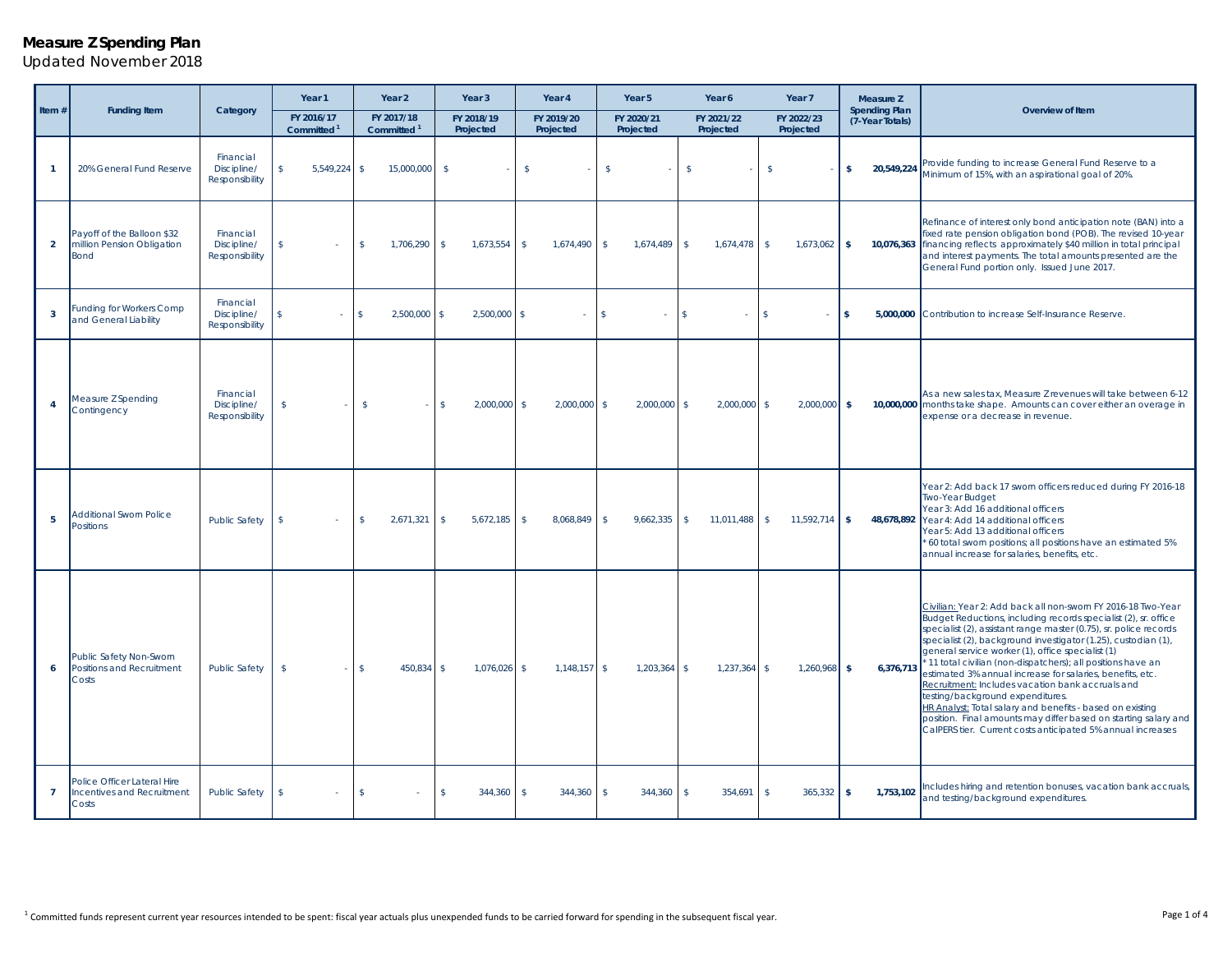# Measure Z Spending Plan

Updated November 2018

| Item # | Funding Item | Category | Year 1 FY 2016/17 Committed [1] | Year 2 FY 2017/18 Committed [1] | Year 3 FY 2018/19 Projected | Year 4 FY 2019/20 Projected | Year 5 FY 2020/21 Projected | Year 6 FY 2021/22 Projected | Year 7 FY 2022/23 Projected | Measure Z Spending Plan (7-Year Totals) | Overview of Item |
|---|---|---|---|---|---|---|---|---|---|---|---|
| 1 | 20% General Fund Reserve | Financial Discipline/ Responsibility | $ 5,549,224 | $ 15,000,000 | $ - | $ - | $ - | $ - | $ - | **$ 20,549,224** | Provide funding to increase General Fund Reserve to a Minimum of 15%, with an aspirational goal of 20%. |
| 2 | Payoff of the Balloon $32 million Pension Obligation Bond | Financial Discipline/ Responsibility | $ - | $ 1,706,290 | $ 1,673,554 | $ 1,674,490 | $ 1,674,489 | $ 1,674,478 | $ 1,673,062 | **$ 10,076,363** | Refinance of interest only bond anticipation note (BAN) into a fixed rate pension obligation bond (POB). The revised 10-year financing reflects approximately $40 million in total principal and interest payments. The total amounts presented are the General Fund portion only. Issued June 2017. |
| 3 | Funding for Workers Comp and General Liability | Financial Discipline/ Responsibility | $ - | $ 2,500,000 | $ 2,500,000 | $ - | $ - | $ - | $ - | **$ 5,000,000** | Contribution to increase Self-Insurance Reserve. |
| 4 | Measure Z Spending Contingency | Financial Discipline/ Responsibility | $ - | $ - | $ 2,000,000 | $ 2,000,000 | $ 2,000,000 | $ 2,000,000 | $ 2,000,000 | **$ 10,000,000** | As a new sales tax, Measure Z revenues will take between 6-12 months take shape. Amounts can cover either an overage in expense or a decrease in revenue. |
| 5 | Additional Sworn Police Positions | Public Safety | $ - | $ 2,671,321 | $ 5,672,185 | $ 8,068,849 | $ 9,662,335 | $ 11,011,488 | $ 11,592,714 | **$ 48,678,892** | Year 2: Add back 17 sworn officers reduced during FY 2016-18 Two-Year Budget<br>Year 3: Add 16 additional officers<br>Year 4: Add 14 additional officers<br>Year 5: Add 13 additional officers<br>* 60 total sworn positions; all positions have an estimated 5% annual increase for salaries, benefits, etc. |
| 6 | Public Safety Non-Sworn Positions and Recruitment Costs | Public Safety | $ - | $ 450,834 | $ 1,076,026 | $ 1,148,157 | $ 1,203,364 | $ 1,237,364 | $ 1,260,968 | **$ 6,376,713** | Civilian: Year 2: Add back all non-sworn FY 2016-18 Two-Year Budget Reductions, including records specialist (2), sr. office specialist (2), assistant range master (0.75), sr. police records specialist (2), background investigator (1.25), custodian (1), general service worker (1), office specialist (1)<br>* 11 total civilian (non-dispatchers); all positions have an estimated 3% annual increase for salaries, benefits, etc.<br>Recruitment: Includes vacation bank accruals and testing/background expenditures.<br>HR Analyst: Total salary and benefits - based on existing position. Final amounts may differ based on starting salary and CalPERS tier. Current costs anticipated 5% annual increases |
| 7 | Police Officer Lateral Hire Incentives and Recruitment Costs | Public Safety | $ - | $ - | $ 344,360 | $ 344,360 | $ 344,360 | $ 354,691 | $ 365,332 | **$ 1,753,102** | Includes hiring and retention bonuses, vacation bank accruals, and testing/background expenditures. |

[1] Committed funds represent current year resources intended to be spent: fiscal year actuals plus unexpended funds to be carried forward for spending in the subsequent fiscal year.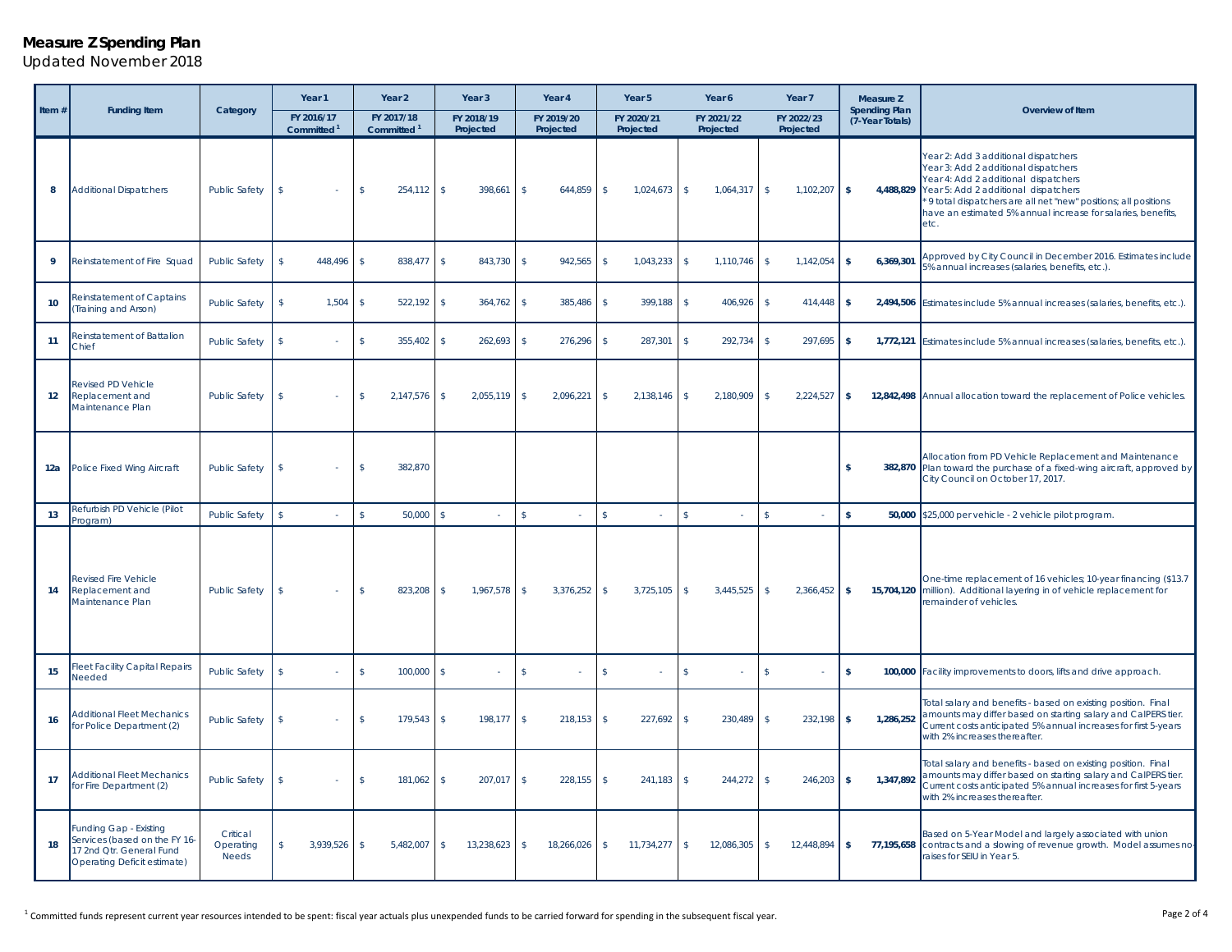# Measure Z Spending Plan

Updated November 2018

| Item # | Funding Item | Category | Year 1 FY 2016/17 Committed [1] | Year 2 FY 2017/18 Committed [1] | Year 3 FY 2018/19 Projected | Year 4 FY 2019/20 Projected | Year 5 FY 2020/21 Projected | Year 6 FY 2021/22 Projected | Year 7 FY 2022/23 Projected | Measure Z Spending Plan (7-Year Totals) | Overview of Item |
|---|---|---|---|---|---|---|---|---|---|---|---|
| 8 | Additional Dispatchers | Public Safety | $ - | $ 254,112 | $ 398,661 | $ 644,859 | $ 1,024,673 | $ 1,064,317 | $ 1,102,207 | **$ 4,488,829** | Year 2: Add 3 additional dispatchers<br>Year 3: Add 2 additional dispatchers<br>Year 4: Add 2 additional dispatchers<br>Year 5: Add 2 additional dispatchers<br>* 9 total dispatchers are all net "new" positions; all positions have an estimated 5% annual increase for salaries, benefits, etc. |
| 9 | Reinstatement of Fire Squad | Public Safety | $ 448,496 | $ 838,477 | $ 843,730 | $ 942,565 | $ 1,043,233 | $ 1,110,746 | $ 1,142,054 | **$ 6,369,301** | Approved by City Council in December 2016. Estimates include 5% annual increases (salaries, benefits, etc.). |
| 10 | Reinstatement of Captains (Training and Arson) | Public Safety | $ 1,504 | $ 522,192 | $ 364,762 | $ 385,486 | $ 399,188 | $ 406,926 | $ 414,448 | **$ 2,494,506** | Estimates include 5% annual increases (salaries, benefits, etc.). |
| 11 | Reinstatement of Battalion Chief | Public Safety | $ - | $ 355,402 | $ 262,693 | $ 276,296 | $ 287,301 | $ 292,734 | $ 297,695 | **$ 1,772,121** | Estimates include 5% annual increases (salaries, benefits, etc.). |
| 12 | Revised PD Vehicle Replacement and Maintenance Plan | Public Safety | $ - | $ 2,147,576 | $ 2,055,119 | $ 2,096,221 | $ 2,138,146 | $ 2,180,909 | $ 2,224,527 | **$ 12,842,498** | Annual allocation toward the replacement of Police vehicles. |
| 12a | Police Fixed Wing Aircraft | Public Safety | $ - | $ 382,870 | | | | | | **$ 382,870** | Allocation from PD Vehicle Replacement and Maintenance Plan toward the purchase of a fixed-wing aircraft, approved by City Council on October 17, 2017. |
| 13 | Refurbish PD Vehicle (Pilot Program) | Public Safety | $ - | $ 50,000 | $ - | $ - | $ - | $ - | $ - | **$ 50,000** | $25,000 per vehicle - 2 vehicle pilot program. |
| 14 | Revised Fire Vehicle Replacement and Maintenance Plan | Public Safety | $ - | $ 823,208 | $ 1,967,578 | $ 3,376,252 | $ 3,725,105 | $ 3,445,525 | $ 2,366,452 | **$ 15,704,120** | One-time replacement of 16 vehicles; 10-year financing ($13.7 million). Additional layering in of vehicle replacement for remainder of vehicles. |
| 15 | Fleet Facility Capital Repairs Needed | Public Safety | $ - | $ 100,000 | $ - | $ - | $ - | $ - | $ - | **$ 100,000** | Facility improvements to doors, lifts and drive approach. |
| 16 | Additional Fleet Mechanics for Police Department (2) | Public Safety | $ - | $ 179,543 | $ 198,177 | $ 218,153 | $ 227,692 | $ 230,489 | $ 232,198 | **$ 1,286,252** | Total salary and benefits - based on existing position. Final amounts may differ based on starting salary and CalPERS tier. Current costs anticipated 5% annual increases for first 5-years with 2% increases thereafter. |
| 17 | Additional Fleet Mechanics for Fire Department (2) | Public Safety | $ - | $ 181,062 | $ 207,017 | $ 228,155 | $ 241,183 | $ 244,272 | $ 246,203 | **$ 1,347,892** | Total salary and benefits - based on existing position. Final amounts may differ based on starting salary and CalPERS tier. Current costs anticipated 5% annual increases for first 5-years with 2% increases thereafter. |
| 18 | Funding Gap - Existing Services (based on the FY 16-17 2nd Qtr. General Fund Operating Deficit estimate) | Critical Operating Needs | $ 3,939,526 | $ 5,482,007 | $ 13,238,623 | $ 18,266,026 | $ 11,734,277 | $ 12,086,305 | $ 12,448,894 | **$ 77,195,658** | Based on 5-Year Model and largely associated with union contracts and a slowing of revenue growth. Model assumes no-raises for SEIU in Year 5. |

[1] Committed funds represent current year resources intended to be spent: fiscal year actuals plus unexpended funds to be carried forward for spending in the subsequent fiscal year.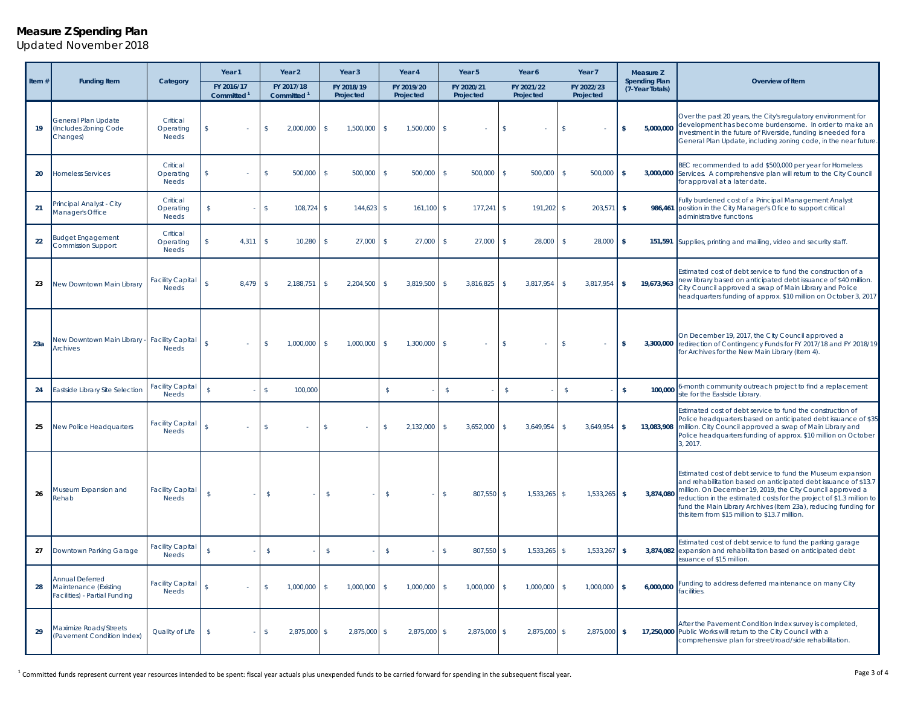# Measure Z Spending Plan

Updated November 2018

| Item # | Funding Item | Category | Year 1 FY 2016/17 Committed [1] | Year 2 FY 2017/18 Committed [1] | Year 3 FY 2018/19 Projected | Year 4 FY 2019/20 Projected | Year 5 FY 2020/21 Projected | Year 6 FY 2021/22 Projected | Year 7 FY 2022/23 Projected | Measure Z Spending Plan (7-Year Totals) | Overview of Item |
|---|---|---|---|---|---|---|---|---|---|---|---|
| 19 | General Plan Update (Includes Zoning Code Changes) | Critical Operating Needs | $ - | $ 2,000,000 | $ 1,500,000 | $ 1,500,000 | $ - | $ - | $ - | $ 5,000,000 | Over the past 20 years, the City's regulatory environment for development has become burdensome. In order to make an investment in the future of Riverside, funding is needed for a General Plan Update, including zoning code, in the near future. |
| 20 | Homeless Services | Critical Operating Needs | $ - | $ 500,000 | $ 500,000 | $ 500,000 | $ 500,000 | $ 500,000 | $ 500,000 | $ 3,000,000 | BEC recommended to add $500,000 per year for Homeless Services. A comprehensive plan will return to the City Council for approval at a later date. |
| 21 | Principal Analyst - City Manager's Office | Critical Operating Needs | $ - | $ 108,724 | $ 144,623 | $ 161,100 | $ 177,241 | $ 191,202 | $ 203,571 | $ 986,461 | Fully burdened cost of a Principal Management Analyst position in the City Manager's Office to support critical administrative functions. |
| 22 | Budget Engagement Commission Support | Critical Operating Needs | $ 4,311 | $ 10,280 | $ 27,000 | $ 27,000 | $ 27,000 | $ 28,000 | $ 28,000 | $ 151,591 | Supplies, printing and mailing, video and security staff. |
| 23 | New Downtown Main Library | Facility Capital Needs | $ 8,479 | $ 2,188,751 | $ 2,204,500 | $ 3,819,500 | $ 3,816,825 | $ 3,817,954 | $ 3,817,954 | $ 19,673,963 | Estimated cost of debt service to fund the construction of a new library based on anticipated debt issuance of $40 million. City Council approved a swap of Main Library and Police headquarters funding of approx. $10 million on October 3, 2017 |
| 23a | New Downtown Main Library - Archives | Facility Capital Needs | $ - | $ 1,000,000 | $ 1,000,000 | $ 1,300,000 | $ - | $ - | $ - | $ 3,300,000 | On December 19, 2017, the City Council approved a redirection of Contingency Funds for FY 2017/18 and FY 2018/19 for Archives for the New Main Library (Item 4). |
| 24 | Eastside Library Site Selection | Facility Capital Needs | $ - | $ 100,000 | | $ - | $ - | $ - | $ - | $ 100,000 | 6-month community outreach project to find a replacement site for the Eastside Library. |
| 25 | New Police Headquarters | Facility Capital Needs | $ - | $ - | $ - | $ 2,132,000 | $ 3,652,000 | $ 3,649,954 | $ 3,649,954 | $ 13,083,908 | Estimated cost of debt service to fund the construction of Police headquarters based on anticipated debt issuance of $35 million. City Council approved a swap of Main Library and Police headquarters funding of approx. $10 million on October 3, 2017. |
| 26 | Museum Expansion and Rehab | Facility Capital Needs | $ - | $ - | $ - | $ - | $ 807,550 | $ 1,533,265 | $ 1,533,265 | $ 3,874,080 | Estimated cost of debt service to fund the Museum expansion and rehabilitation based on anticipated debt issuance of $13.7 million. On December 19, 2019, the City Council approved a reduction in the estimated costs for the project of $1.3 million to fund the Main Library Archives (Item 23a), reducing funding for this item from $15 million to $13.7 million. |
| 27 | Downtown Parking Garage | Facility Capital Needs | $ - | $ - | $ - | $ - | $ 807,550 | $ 1,533,265 | $ 1,533,267 | $ 3,874,082 | Estimated cost of debt service to fund the parking garage expansion and rehabilitation based on anticipated debt issuance of $15 million. |
| 28 | Annual Deferred Maintenance (Existing Facilities) - Partial Funding | Facility Capital Needs | $ - | $ 1,000,000 | $ 1,000,000 | $ 1,000,000 | $ 1,000,000 | $ 1,000,000 | $ 1,000,000 | $ 6,000,000 | Funding to address deferred maintenance on many City facilities. |
| 29 | Maximize Roads/Streets (Pavement Condition Index) | Quality of Life | $ - | $ 2,875,000 | $ 2,875,000 | $ 2,875,000 | $ 2,875,000 | $ 2,875,000 | $ 2,875,000 | $ 17,250,000 | After the Pavement Condition Index survey is completed, Public Works will return to the City Council with a comprehensive plan for street/road/side rehabilitation. |

[1] Committed funds represent current year resources intended to be spent: fiscal year actuals plus unexpended funds to be carried forward for spending in the subsequent fiscal year.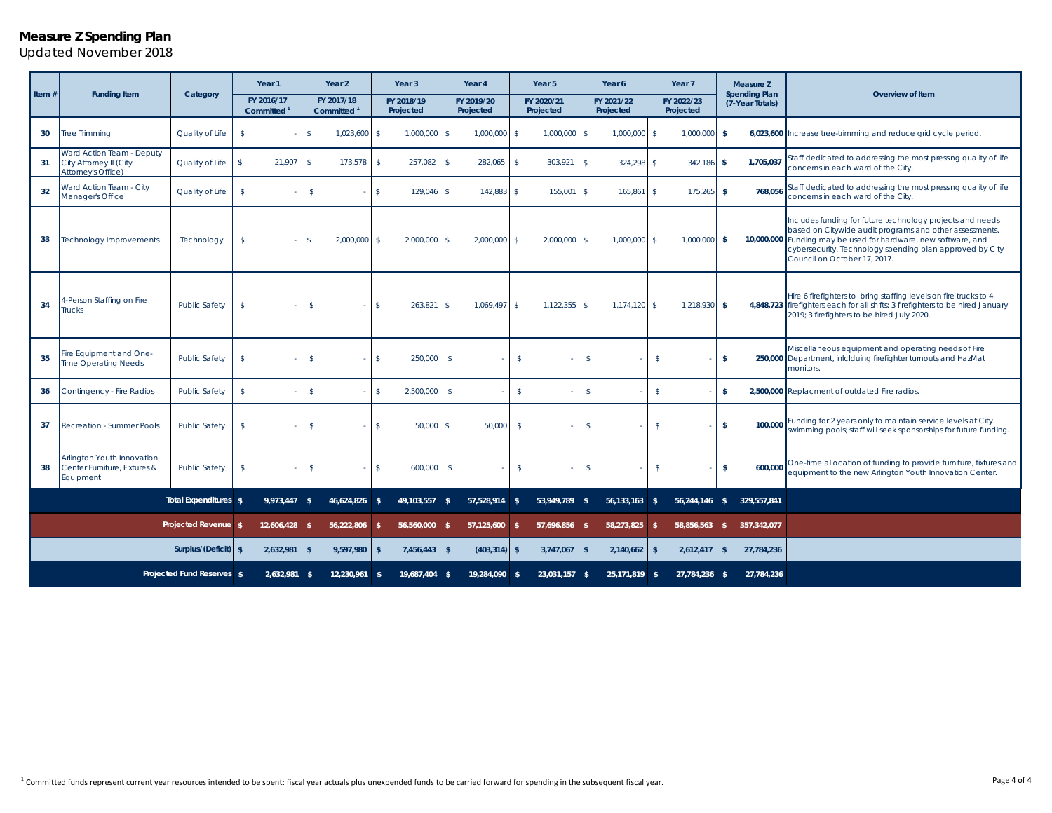# Measure Z Spending Plan

Updated November 2018

| Item # | Funding Item | Category | Year 1<br>FY 2016/17<br>Committed [1] | Year 2<br>FY 2017/18<br>Committed [1] | Year 3<br>FY 2018/19<br>Projected | Year 4<br>FY 2019/20<br>Projected | Year 5<br>FY 2020/21<br>Projected | Year 6<br>FY 2021/22<br>Projected | Year 7<br>FY 2022/23<br>Projected | Measure Z Spending Plan (7-Year Totals) | Overview of Item |
|---|---|---|---|---|---|---|---|---|---|---|---|
| 30 | Tree Trimming | Quality of Life | $ - | $ 1,023,600 | $ 1,000,000 | $ 1,000,000 | $ 1,000,000 | $ 1,000,000 | $ 1,000,000 | $ 6,023,600 | Increase tree-trimming and reduce grid cycle period. |
| 31 | Ward Action Team - Deputy City Attorney II (City Attorney's Office) | Quality of Life | $ 21,907 | $ 173,578 | $ 257,082 | $ 282,065 | $ 303,921 | $ 324,298 | $ 342,186 | $ 1,705,037 | Staff dedicated to addressing the most pressing quality of life concerns in each ward of the City. |
| 32 | Ward Action Team - City Manager's Office | Quality of Life | $ - | $ - | $ 129,046 | $ 142,883 | $ 155,001 | $ 165,861 | $ 175,265 | $ 768,056 | Staff dedicated to addressing the most pressing quality of life concerns in each ward of the City. |
| 33 | Technology Improvements | Technology | $ - | $ 2,000,000 | $ 2,000,000 | $ 2,000,000 | $ 2,000,000 | $ 1,000,000 | $ 1,000,000 | $ 10,000,000 | Includes funding for future technology projects and needs based on Citywide audit programs and other assessments. Funding may be used for hardware, new software, and cybersecurity. Technology spending plan approved by City Council on October 17, 2017. |
| 34 | 4-Person Staffing on Fire Trucks | Public Safety | $ - | $ - | $ 263,821 | $ 1,069,497 | $ 1,122,355 | $ 1,174,120 | $ 1,218,930 | $ 4,848,723 | Hire 6 firefighters to bring staffing levels on fire trucks to 4 firefighters each for all shifts: 3 firefighters to be hired January 2019; 3 firefighters to be hired July 2020. |
| 35 | Fire Equipment and One-Time Operating Needs | Public Safety | $ - | $ - | $ 250,000 | $ - | $ - | $ - | $ - | $ 250,000 | Miscellaneous equipment and operating needs of Fire Department, inlclduing firefighter turnouts and HazMat monitors. |
| 36 | Contingency - Fire Radios | Public Safety | $ - | $ - | $ 2,500,000 | $ - | $ - | $ - | $ - | $ 2,500,000 | Replacment of outdated Fire radios. |
| 37 | Recreation - Summer Pools | Public Safety | $ - | $ - | $ 50,000 | $ 50,000 | $ - | $ - | $ - | $ 100,000 | Funding for 2 years only to maintain service levels at City swimming pools; staff will seek sponsorships for future funding. |
| 38 | Arlington Youth Innovation Center Furniture, Fixtures & Equipment | Public Safety | $ - | $ - | $ 600,000 | $ - | $ - | $ - | $ - | $ 600,000 | One-time allocation of funding to provide furniture, fixtures and equipment to the new Arlington Youth Innovation Center. |
| | | **Total Expenditures** | **$ 9,973,447** | **$ 46,624,826** | **$ 49,103,557** | **$ 57,528,914** | **$ 53,949,789** | **$ 56,133,163** | **$ 56,244,146** | **$ 329,557,841** | |
| | | **Projected Revenue** | **$ 12,606,428** | **$ 56,222,806** | **$ 56,560,000** | **$ 57,125,600** | **$ 57,696,856** | **$ 58,273,825** | **$ 58,856,563** | **$ 357,342,077** | |
| | | **Surplus/(Deficit)** | **$ 2,632,981** | **$ 9,597,980** | **$ 7,456,443** | **$ (403,314)** | **$ 3,747,067** | **$ 2,140,662** | **$ 2,612,417** | **$ 27,784,236** | |
| | | **Projected Fund Reserves** | **$ 2,632,981** | **$ 12,230,961** | **$ 19,687,404** | **$ 19,284,090** | **$ 23,031,157** | **$ 25,171,819** | **$ 27,784,236** | **$ 27,784,236** | |

[1] Committed funds represent current year resources intended to be spent: fiscal year actuals plus unexpended funds to be carried forward for spending in the subsequent fiscal year.